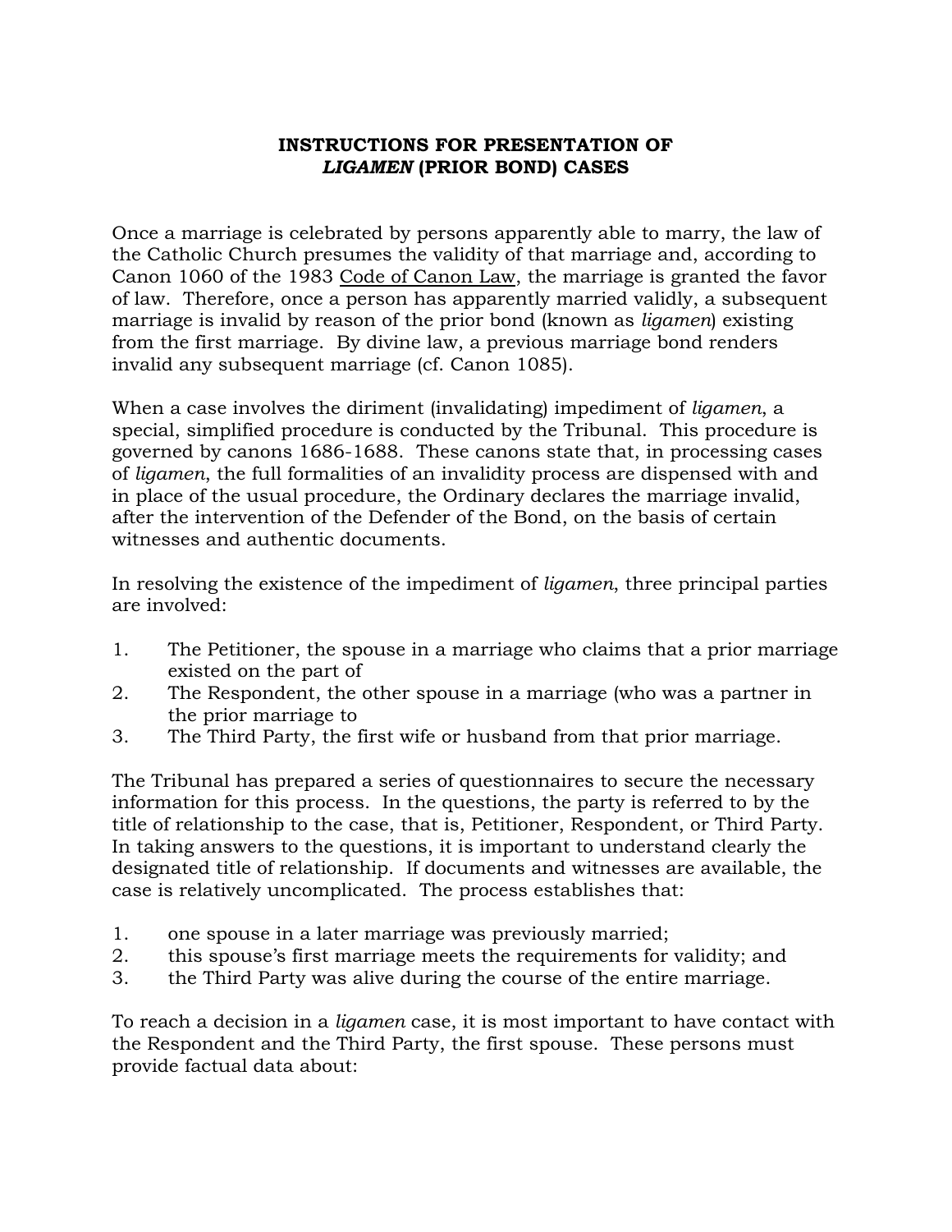# INSTRUCTIONS FOR PRESENTATION OF *LIGAMEN* (PRIOR BOND) CASES

Once a marriage is celebrated by persons apparently able to marry, the law of the Catholic Church presumes the validity of that marriage and, according to Canon 1060 of the 1983 Code of Canon Law, the marriage is granted the favor of law. Therefore, once a person has apparently married validly, a subsequent marriage is invalid by reason of the prior bond (known as *ligamen*) existing from the first marriage. By divine law, a previous marriage bond renders invalid any subsequent marriage (cf. Canon 1085).

When a case involves the diriment (invalidating) impediment of *ligamen*, a special, simplified procedure is conducted by the Tribunal. This procedure is governed by canons 1686-1688. These canons state that, in processing cases of *ligamen*, the full formalities of an invalidity process are dispensed with and in place of the usual procedure, the Ordinary declares the marriage invalid, after the intervention of the Defender of the Bond, on the basis of certain witnesses and authentic documents.

In resolving the existence of the impediment of *ligamen*, three principal parties are involved:

1. The Petitioner, the spouse in a marriage who claims that a prior marriage existed on the part of
2. The Respondent, the other spouse in a marriage (who was a partner in the prior marriage to
3. The Third Party, the first wife or husband from that prior marriage.

The Tribunal has prepared a series of questionnaires to secure the necessary information for this process. In the questions, the party is referred to by the title of relationship to the case, that is, Petitioner, Respondent, or Third Party. In taking answers to the questions, it is important to understand clearly the designated title of relationship. If documents and witnesses are available, the case is relatively uncomplicated. The process establishes that:

1. one spouse in a later marriage was previously married;
2. this spouse's first marriage meets the requirements for validity; and
3. the Third Party was alive during the course of the entire marriage.

To reach a decision in a *ligamen* case, it is most important to have contact with the Respondent and the Third Party, the first spouse. These persons must provide factual data about: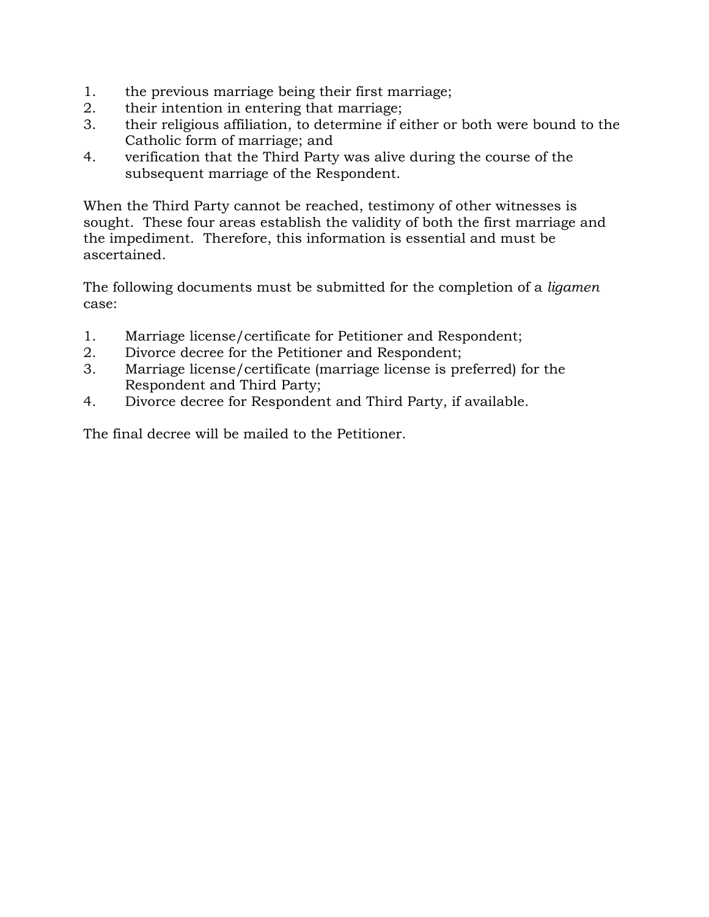1. the previous marriage being their first marriage;
2. their intention in entering that marriage;
3. their religious affiliation, to determine if either or both were bound to the Catholic form of marriage; and
4. verification that the Third Party was alive during the course of the subsequent marriage of the Respondent.

When the Third Party cannot be reached, testimony of other witnesses is sought. These four areas establish the validity of both the first marriage and the impediment. Therefore, this information is essential and must be ascertained.

The following documents must be submitted for the completion of a *ligamen* case:

1. Marriage license/certificate for Petitioner and Respondent;
2. Divorce decree for the Petitioner and Respondent;
3. Marriage license/certificate (marriage license is preferred) for the Respondent and Third Party;
4. Divorce decree for Respondent and Third Party, if available.

The final decree will be mailed to the Petitioner.